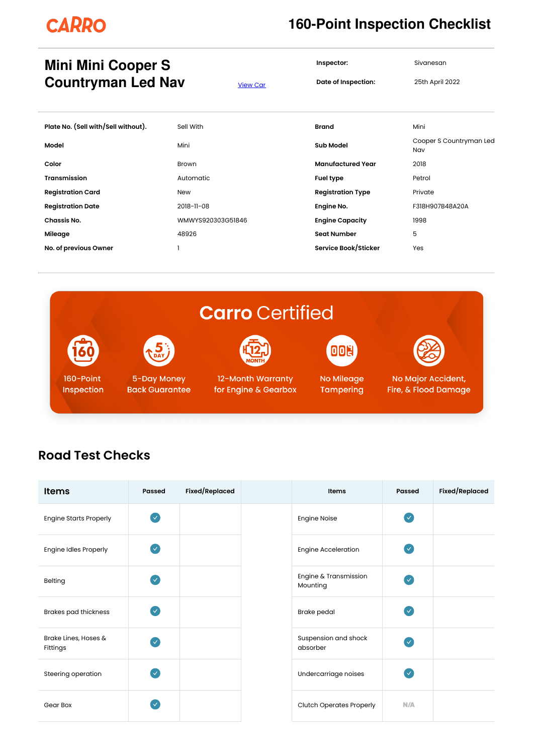CARRO

# 160-Point Inspection Checklist

## Mini Mini Cooper S Countryman Led Nav

View Car

**Inspector:** Sivanesan

**Date of Inspection:** 25th April 2022

| | | | |
|---|---|---|---|
| **Plate No. (Sell with/Sell without).** | Sell With | **Brand** | Mini |
| **Model** | Mini | **Sub Model** | Cooper S Countryman Led Nav |
| **Color** | Brown | **Manufactured Year** | 2018 |
| **Transmission** | Automatic | **Fuel type** | Petrol |
| **Registration Card** | New | **Registration Type** | Private |
| **Registration Date** | 2018-11-08 | **Engine No.** | F318H907B48A20A |
| **Chassis No.** | WMWYS920303G51846 | **Engine Capacity** | 1998 |
| **Mileage** | 48926 | **Seat Number** | 5 |
| **No. of previous Owner** | 1 | **Service Book/Sticker** | Yes |

**Carro Certified**

- 160-Point Inspection
- 5-Day Money Back Guarantee
- 12-Month Warranty for Engine & Gearbox
- No Mileage Tampering
- No Major Accident, Fire, & Flood Damage

## Road Test Checks

| Items | Passed | Fixed/Replaced | Items | Passed | Fixed/Replaced |
|---|---|---|---|---|---|
| Engine Starts Properly | ✓ | | Engine Noise | ✓ | |
| Engine Idles Properly | ✓ | | Engine Acceleration | ✓ | |
| Belting | ✓ | | Engine & Transmission Mounting | ✓ | |
| Brakes pad thickness | ✓ | | Brake pedal | ✓ | |
| Brake Lines, Hoses & Fittings | ✓ | | Suspension and shock absorber | ✓ | |
| Steering operation | ✓ | | Undercarriage noises | ✓ | |
| Gear Box | ✓ | | Clutch Operates Properly | N/A | |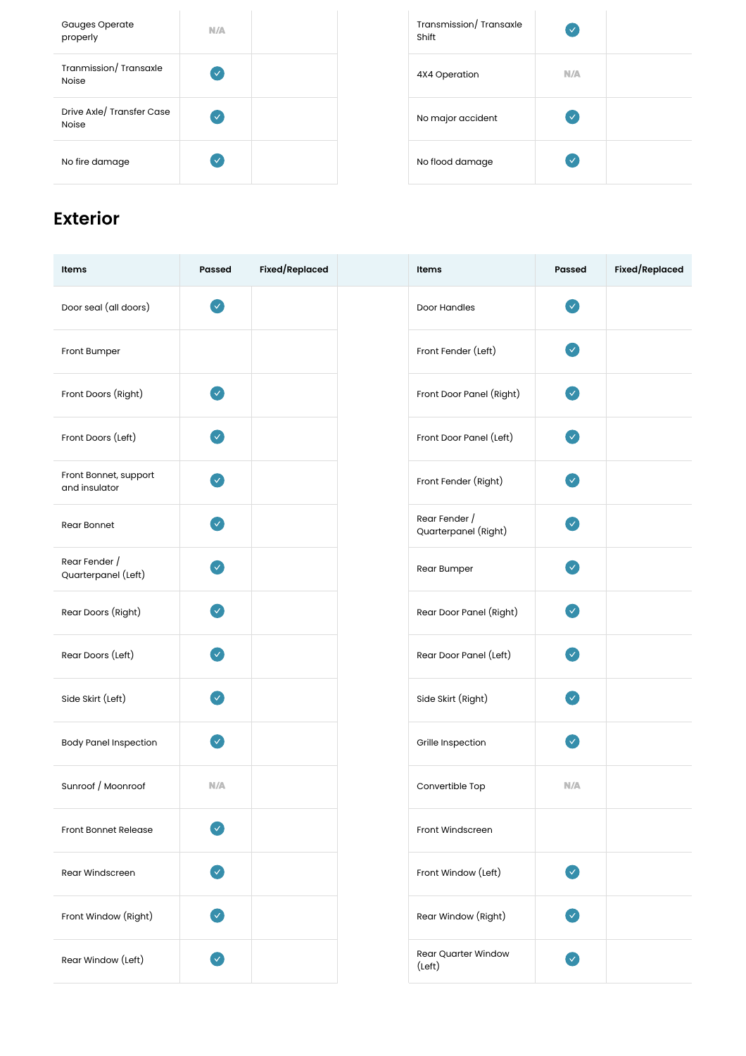| Gauges Operate properly | N/A | | Transmission/ Transaxle Shift | ✓ | |
|---|---|---|---|---|---|
| Tranmission/ Transaxle Noise | ✓ | | 4X4 Operation | N/A | |
| Drive Axle/ Transfer Case Noise | ✓ | | No major accident | ✓ | |
| No fire damage | ✓ | | No flood damage | ✓ | |

## Exterior

| Items | Passed | Fixed/Replaced | Items | Passed | Fixed/Replaced |
|---|---|---|---|---|---|
| Door seal (all doors) | ✓ | | Door Handles | ✓ | |
| Front Bumper | | | Front Fender (Left) | ✓ | |
| Front Doors (Right) | ✓ | | Front Door Panel (Right) | ✓ | |
| Front Doors (Left) | ✓ | | Front Door Panel (Left) | ✓ | |
| Front Bonnet, support and insulator | ✓ | | Front Fender (Right) | ✓ | |
| Rear Bonnet | ✓ | | Rear Fender / Quarterpanel (Right) | ✓ | |
| Rear Fender / Quarterpanel (Left) | ✓ | | Rear Bumper | ✓ | |
| Rear Doors (Right) | ✓ | | Rear Door Panel (Right) | ✓ | |
| Rear Doors (Left) | ✓ | | Rear Door Panel (Left) | ✓ | |
| Side Skirt (Left) | ✓ | | Side Skirt (Right) | ✓ | |
| Body Panel Inspection | ✓ | | Grille Inspection | ✓ | |
| Sunroof / Moonroof | N/A | | Convertible Top | N/A | |
| Front Bonnet Release | ✓ | | Front Windscreen | | |
| Rear Windscreen | ✓ | | Front Window (Left) | ✓ | |
| Front Window (Right) | ✓ | | Rear Window (Right) | ✓ | |
| Rear Window (Left) | ✓ | | Rear Quarter Window (Left) | ✓ | |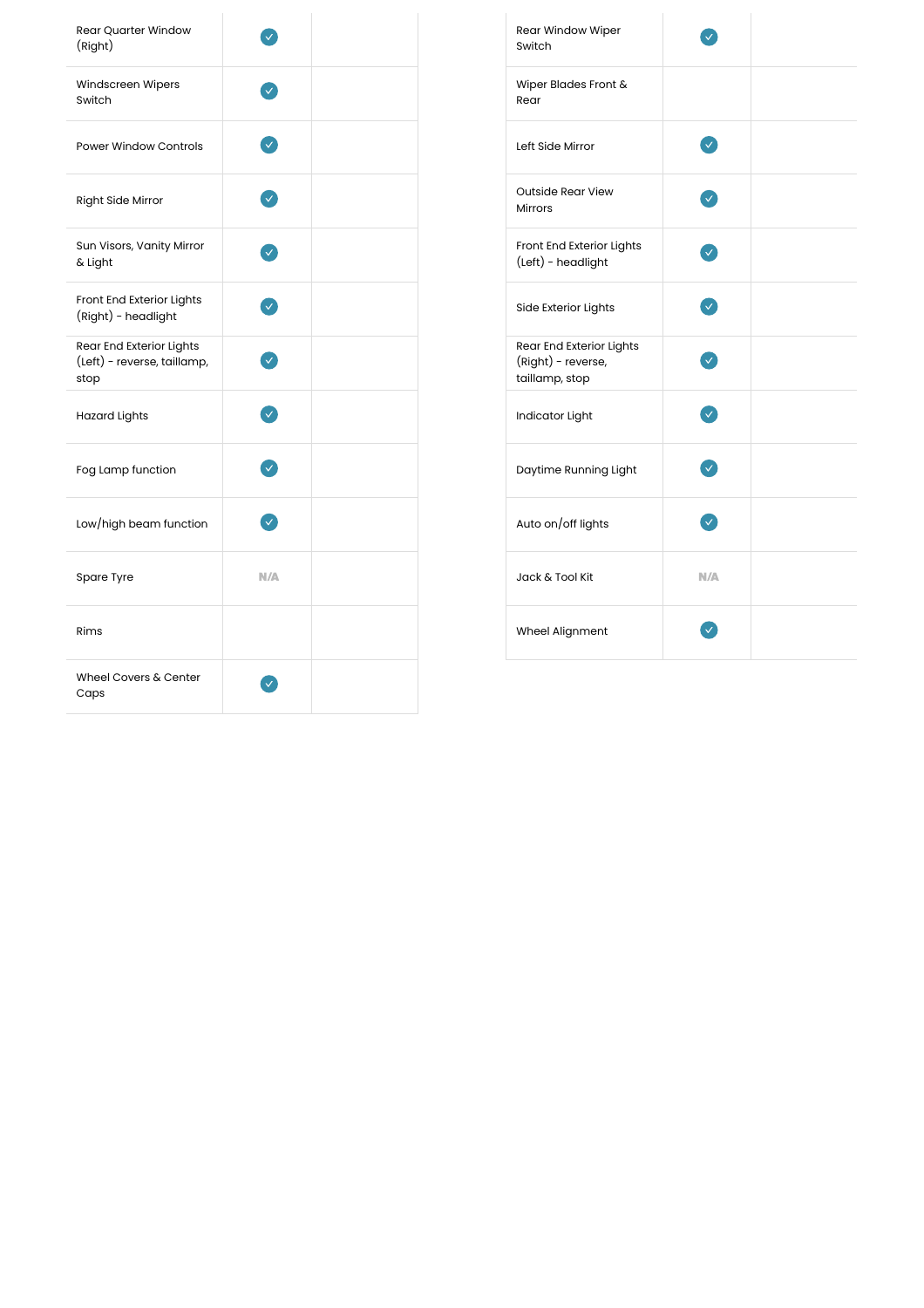| | | |
|---|---|---|
| Rear Quarter Window (Right) | ✓ | |
| Windscreen Wipers Switch | ✓ | |
| Power Window Controls | ✓ | |
| Right Side Mirror | ✓ | |
| Sun Visors, Vanity Mirror & Light | ✓ | |
| Front End Exterior Lights (Right) - headlight | ✓ | |
| Rear End Exterior Lights (Left) - reverse, taillamp, stop | ✓ | |
| Hazard Lights | ✓ | |
| Fog Lamp function | ✓ | |
| Low/high beam function | ✓ | |
| Spare Tyre | N/A | |
| Rims | | |
| Wheel Covers & Center Caps | ✓ | |

| | | |
|---|---|---|
| Rear Window Wiper Switch | ✓ | |
| Wiper Blades Front & Rear | | |
| Left Side Mirror | ✓ | |
| Outside Rear View Mirrors | ✓ | |
| Front End Exterior Lights (Left) - headlight | ✓ | |
| Side Exterior Lights | ✓ | |
| Rear End Exterior Lights (Right) - reverse, taillamp, stop | ✓ | |
| Indicator Light | ✓ | |
| Daytime Running Light | ✓ | |
| Auto on/off lights | ✓ | |
| Jack & Tool Kit | N/A | |
| Wheel Alignment | ✓ | |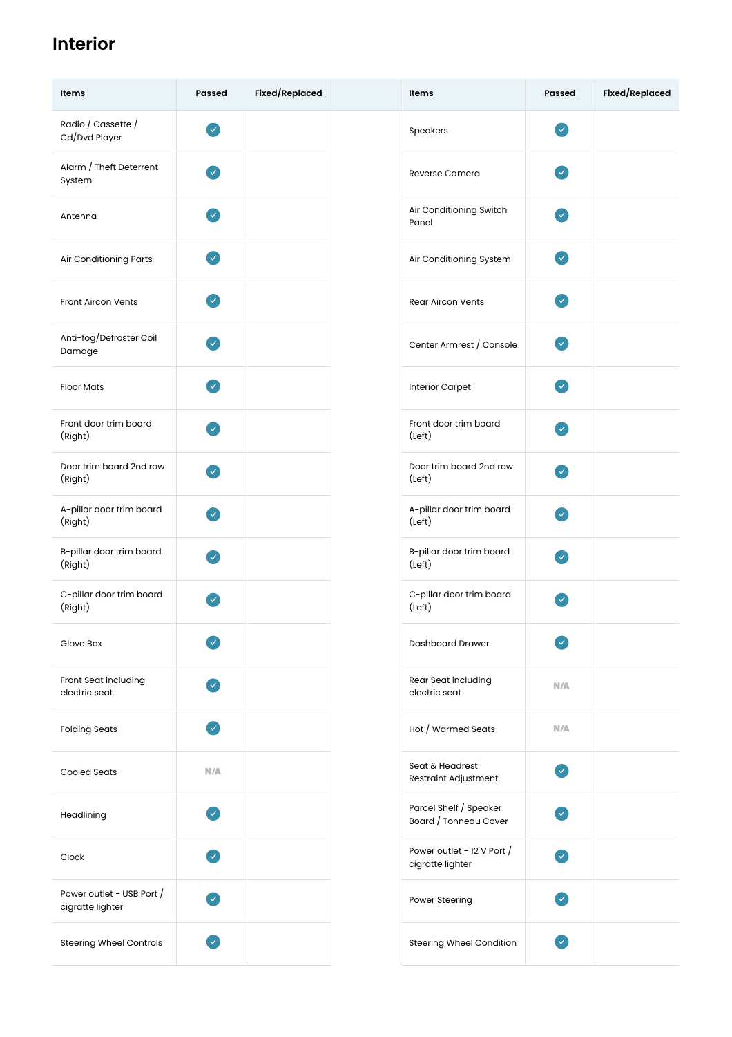# Interior

| Items | Passed | Fixed/Replaced |
|---|---|---|
| Radio / Cassette / Cd/Dvd Player | ✓ | |
| Alarm / Theft Deterrent System | ✓ | |
| Antenna | ✓ | |
| Air Conditioning Parts | ✓ | |
| Front Aircon Vents | ✓ | |
| Anti-fog/Defroster Coil Damage | ✓ | |
| Floor Mats | ✓ | |
| Front door trim board (Right) | ✓ | |
| Door trim board 2nd row (Right) | ✓ | |
| A-pillar door trim board (Right) | ✓ | |
| B-pillar door trim board (Right) | ✓ | |
| C-pillar door trim board (Right) | ✓ | |
| Glove Box | ✓ | |
| Front Seat including electric seat | ✓ | |
| Folding Seats | ✓ | |
| Cooled Seats | N/A | |
| Headlining | ✓ | |
| Clock | ✓ | |
| Power outlet - USB Port / cigratte lighter | ✓ | |
| Steering Wheel Controls | ✓ | |

| Items | Passed | Fixed/Replaced |
|---|---|---|
| Speakers | ✓ | |
| Reverse Camera | ✓ | |
| Air Conditioning Switch Panel | ✓ | |
| Air Conditioning System | ✓ | |
| Rear Aircon Vents | ✓ | |
| Center Armrest / Console | ✓ | |
| Interior Carpet | ✓ | |
| Front door trim board (Left) | ✓ | |
| Door trim board 2nd row (Left) | ✓ | |
| A-pillar door trim board (Left) | ✓ | |
| B-pillar door trim board (Left) | ✓ | |
| C-pillar door trim board (Left) | ✓ | |
| Dashboard Drawer | ✓ | |
| Rear Seat including electric seat | N/A | |
| Hot / Warmed Seats | N/A | |
| Seat & Headrest Restraint Adjustment | ✓ | |
| Parcel Shelf / Speaker Board / Tonneau Cover | ✓ | |
| Power outlet - 12 V Port / cigratte lighter | ✓ | |
| Power Steering | ✓ | |
| Steering Wheel Condition | ✓ | |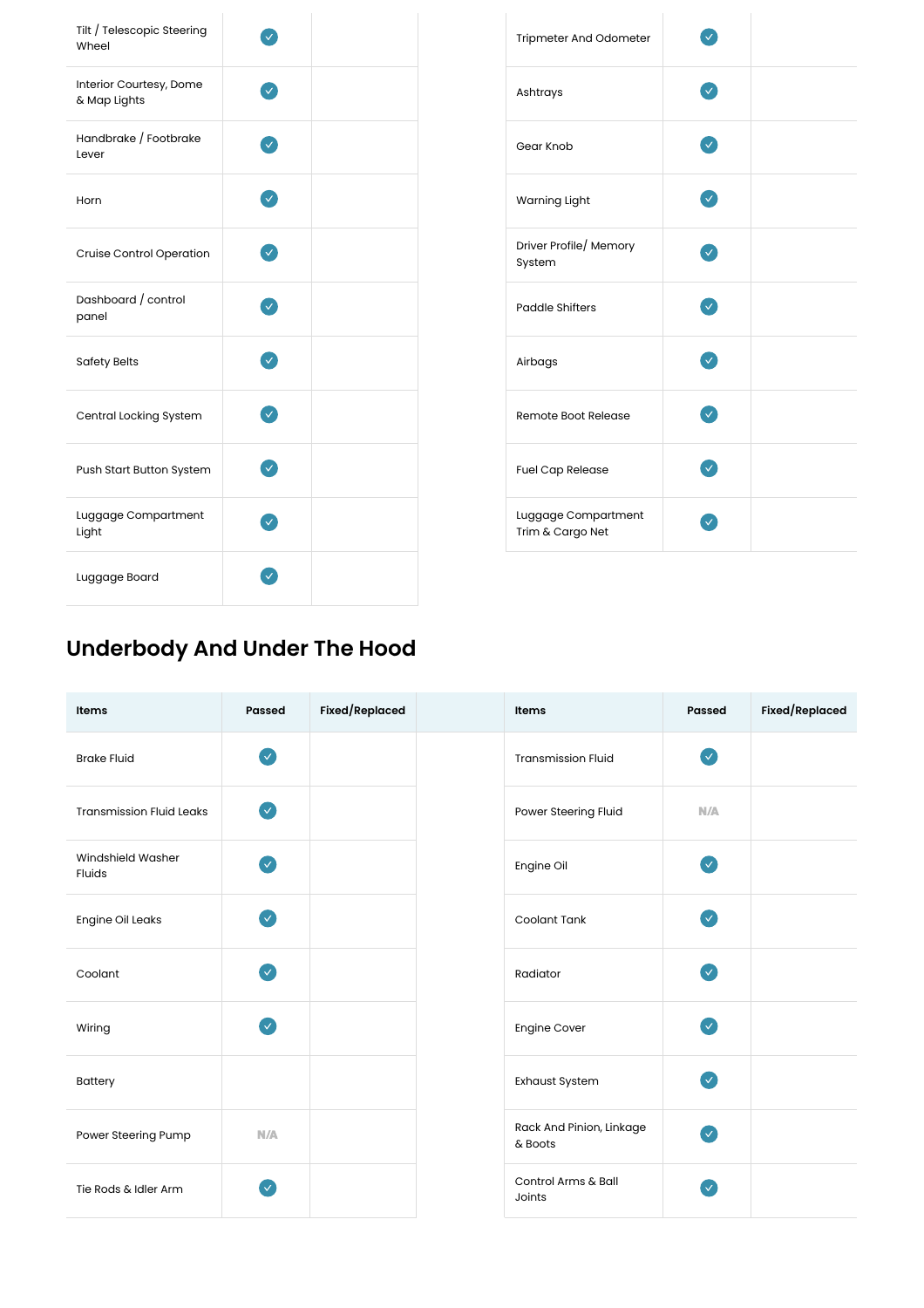| Items | Passed | Fixed/Replaced |
| --- | --- | --- |
| Tilt / Telescopic Steering Wheel | ✓ | |
| Interior Courtesy, Dome & Map Lights | ✓ | |
| Handbrake / Footbrake Lever | ✓ | |
| Horn | ✓ | |
| Cruise Control Operation | ✓ | |
| Dashboard / control panel | ✓ | |
| Safety Belts | ✓ | |
| Central Locking System | ✓ | |
| Push Start Button System | ✓ | |
| Luggage Compartment Light | ✓ | |
| Luggage Board | ✓ | |
| Tripmeter And Odometer | ✓ | |
| Ashtrays | ✓ | |
| Gear Knob | ✓ | |
| Warning Light | ✓ | |
| Driver Profile/ Memory System | ✓ | |
| Paddle Shifters | ✓ | |
| Airbags | ✓ | |
| Remote Boot Release | ✓ | |
| Fuel Cap Release | ✓ | |
| Luggage Compartment Trim & Cargo Net | ✓ | |

## Underbody And Under The Hood

| Items | Passed | Fixed/Replaced |
| --- | --- | --- |
| Brake Fluid | ✓ | |
| Transmission Fluid Leaks | ✓ | |
| Windshield Washer Fluids | ✓ | |
| Engine Oil Leaks | ✓ | |
| Coolant | ✓ | |
| Wiring | ✓ | |
| Battery | | |
| Power Steering Pump | N/A | |
| Tie Rods & Idler Arm | ✓ | |
| Transmission Fluid | ✓ | |
| Power Steering Fluid | N/A | |
| Engine Oil | ✓ | |
| Coolant Tank | ✓ | |
| Radiator | ✓ | |
| Engine Cover | ✓ | |
| Exhaust System | ✓ | |
| Rack And Pinion, Linkage & Boots | ✓ | |
| Control Arms & Ball Joints | ✓ | |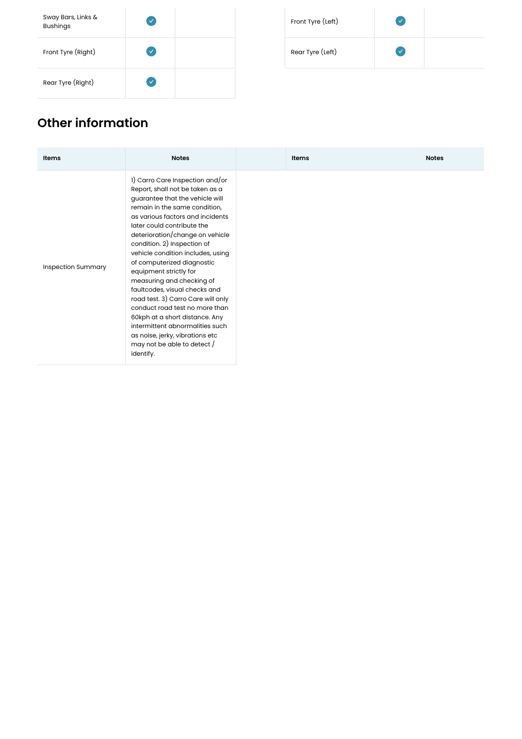| | | | | | |
|---|---|---|---|---|---|
| Sway Bars, Links & Bushings | ✓ | | Front Tyre (Left) | ✓ | |
| Front Tyre (Right) | ✓ | | Rear Tyre (Left) | ✓ | |
| Rear Tyre (Right) | ✓ | | | | |

## Other information

| Items | Notes | | Items | Notes |
|---|---|---|---|---|
| Inspection Summary | 1) Carro Care Inspection and/or Report, shall not be taken as a guarantee that the vehicle will remain in the same condition, as various factors and incidents later could contribute the deterioration/change on vehicle condition. 2) Inspection of vehicle condition includes, using of computerized diagnostic equipment strictly for measuring and checking of faultcodes, visual checks and road test. 3) Carro Care will only conduct road test no more than 60kph at a short distance. Any intermittent abnormalities such as noise, jerky, vibrations etc may not be able to detect / identify. | | | |